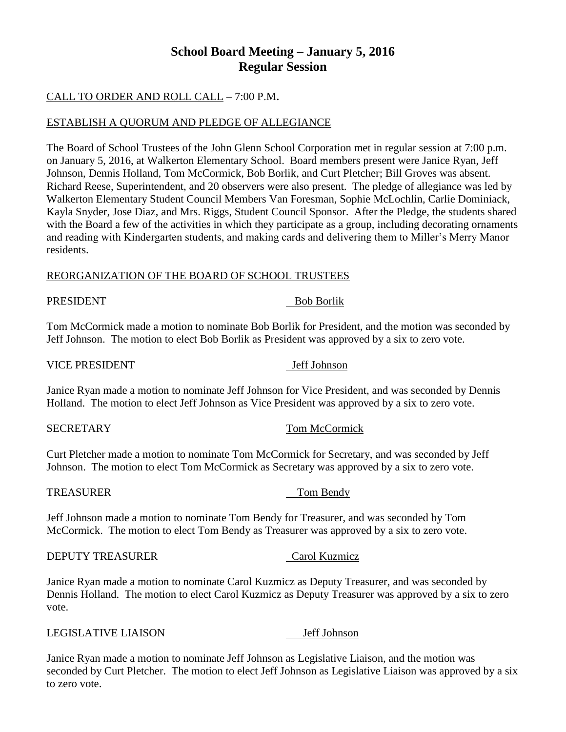# School Board Meeting – January 5, 2016
## Regular Session

CALL TO ORDER AND ROLL CALL – 7:00 P.M.

ESTABLISH A QUORUM AND PLEDGE OF ALLEGIANCE

The Board of School Trustees of the John Glenn School Corporation met in regular session at 7:00 p.m. on January 5, 2016, at Walkerton Elementary School. Board members present were Janice Ryan, Jeff Johnson, Dennis Holland, Tom McCormick, Bob Borlik, and Curt Pletcher; Bill Groves was absent. Richard Reese, Superintendent, and 20 observers were also present. The pledge of allegiance was led by Walkerton Elementary Student Council Members Van Foresman, Sophie McLochlin, Carlie Dominiack, Kayla Snyder, Jose Diaz, and Mrs. Riggs, Student Council Sponsor. After the Pledge, the students shared with the Board a few of the activities in which they participate as a group, including decorating ornaments and reading with Kindergarten students, and making cards and delivering them to Miller's Merry Manor residents.

REORGANIZATION OF THE BOARD OF SCHOOL TRUSTEES

PRESIDENT Bob Borlik

Tom McCormick made a motion to nominate Bob Borlik for President, and the motion was seconded by Jeff Johnson. The motion to elect Bob Borlik as President was approved by a six to zero vote.

VICE PRESIDENT Jeff Johnson

Janice Ryan made a motion to nominate Jeff Johnson for Vice President, and was seconded by Dennis Holland. The motion to elect Jeff Johnson as Vice President was approved by a six to zero vote.

SECRETARY Tom McCormick

Curt Pletcher made a motion to nominate Tom McCormick for Secretary, and was seconded by Jeff Johnson. The motion to elect Tom McCormick as Secretary was approved by a six to zero vote.

TREASURER Tom Bendy

Jeff Johnson made a motion to nominate Tom Bendy for Treasurer, and was seconded by Tom McCormick. The motion to elect Tom Bendy as Treasurer was approved by a six to zero vote.

DEPUTY TREASURER Carol Kuzmicz

Janice Ryan made a motion to nominate Carol Kuzmicz as Deputy Treasurer, and was seconded by Dennis Holland. The motion to elect Carol Kuzmicz as Deputy Treasurer was approved by a six to zero vote.

LEGISLATIVE LIAISON Jeff Johnson

Janice Ryan made a motion to nominate Jeff Johnson as Legislative Liaison, and the motion was seconded by Curt Pletcher. The motion to elect Jeff Johnson as Legislative Liaison was approved by a six to zero vote.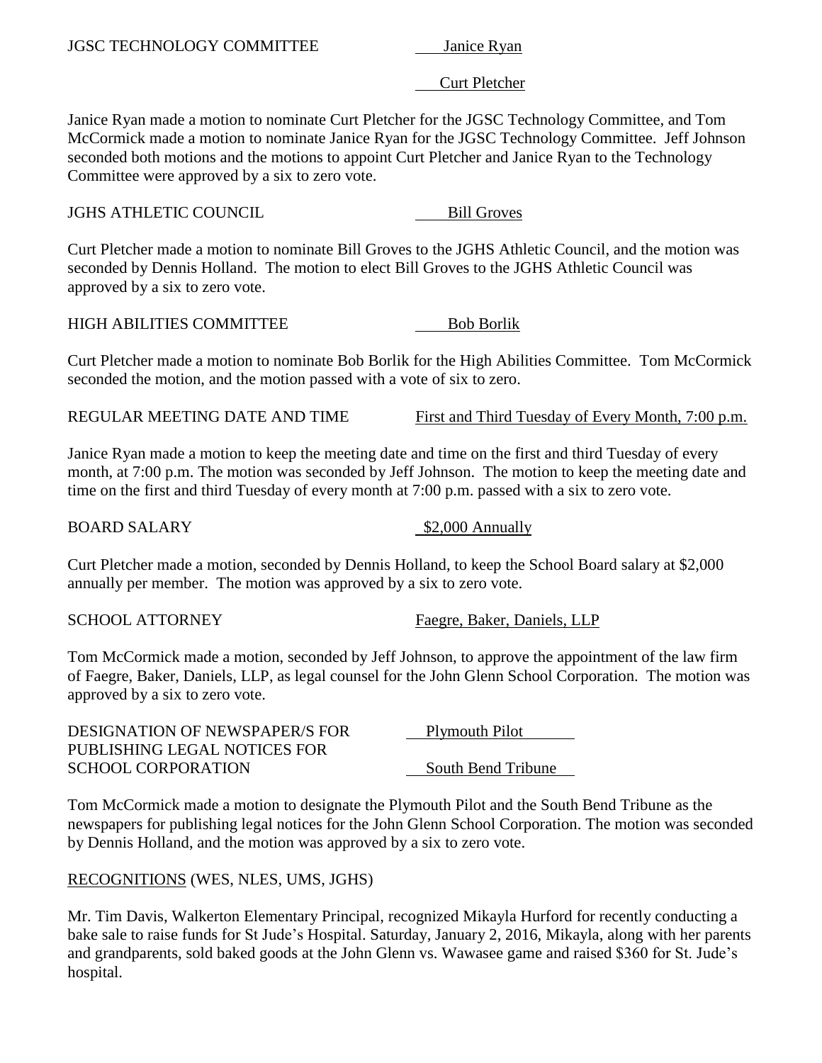JGSC TECHNOLOGY COMMITTEE — Janice Ryan, Curt Pletcher

Janice Ryan made a motion to nominate Curt Pletcher for the JGSC Technology Committee, and Tom McCormick made a motion to nominate Janice Ryan for the JGSC Technology Committee. Jeff Johnson seconded both motions and the motions to appoint Curt Pletcher and Janice Ryan to the Technology Committee were approved by a six to zero vote.

JGHS ATHLETIC COUNCIL — Bill Groves

Curt Pletcher made a motion to nominate Bill Groves to the JGHS Athletic Council, and the motion was seconded by Dennis Holland. The motion to elect Bill Groves to the JGHS Athletic Council was approved by a six to zero vote.

HIGH ABILITIES COMMITTEE — Bob Borlik

Curt Pletcher made a motion to nominate Bob Borlik for the High Abilities Committee. Tom McCormick seconded the motion, and the motion passed with a vote of six to zero.

REGULAR MEETING DATE AND TIME — First and Third Tuesday of Every Month, 7:00 p.m.

Janice Ryan made a motion to keep the meeting date and time on the first and third Tuesday of every month, at 7:00 p.m. The motion was seconded by Jeff Johnson. The motion to keep the meeting date and time on the first and third Tuesday of every month at 7:00 p.m. passed with a six to zero vote.

BOARD SALARY — $2,000 Annually

Curt Pletcher made a motion, seconded by Dennis Holland, to keep the School Board salary at $2,000 annually per member. The motion was approved by a six to zero vote.

SCHOOL ATTORNEY — Faegre, Baker, Daniels, LLP

Tom McCormick made a motion, seconded by Jeff Johnson, to approve the appointment of the law firm of Faegre, Baker, Daniels, LLP, as legal counsel for the John Glenn School Corporation. The motion was approved by a six to zero vote.

DESIGNATION OF NEWSPAPER/S FOR PUBLISHING LEGAL NOTICES FOR SCHOOL CORPORATION — Plymouth Pilot, South Bend Tribune

Tom McCormick made a motion to designate the Plymouth Pilot and the South Bend Tribune as the newspapers for publishing legal notices for the John Glenn School Corporation. The motion was seconded by Dennis Holland, and the motion was approved by a six to zero vote.

RECOGNITIONS (WES, NLES, UMS, JGHS)

Mr. Tim Davis, Walkerton Elementary Principal, recognized Mikayla Hurford for recently conducting a bake sale to raise funds for St Jude's Hospital. Saturday, January 2, 2016, Mikayla, along with her parents and grandparents, sold baked goods at the John Glenn vs. Wawasee game and raised $360 for St. Jude's hospital.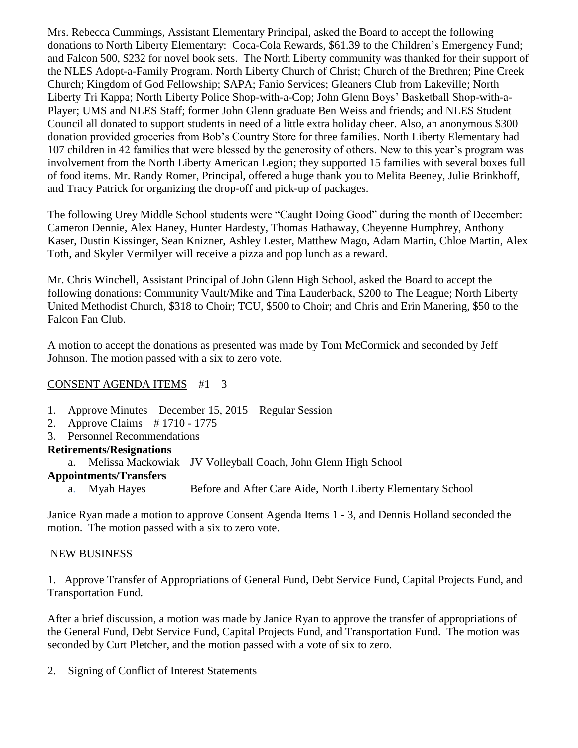Mrs. Rebecca Cummings, Assistant Elementary Principal, asked the Board to accept the following donations to North Liberty Elementary: Coca-Cola Rewards, $61.39 to the Children's Emergency Fund; and Falcon 500, $232 for novel book sets. The North Liberty community was thanked for their support of the NLES Adopt-a-Family Program. North Liberty Church of Christ; Church of the Brethren; Pine Creek Church; Kingdom of God Fellowship; SAPA; Fanio Services; Gleaners Club from Lakeville; North Liberty Tri Kappa; North Liberty Police Shop-with-a-Cop; John Glenn Boys' Basketball Shop-with-a-Player; UMS and NLES Staff; former John Glenn graduate Ben Weiss and friends; and NLES Student Council all donated to support students in need of a little extra holiday cheer. Also, an anonymous $300 donation provided groceries from Bob's Country Store for three families. North Liberty Elementary had 107 children in 42 families that were blessed by the generosity of others. New to this year's program was involvement from the North Liberty American Legion; they supported 15 families with several boxes full of food items. Mr. Randy Romer, Principal, offered a huge thank you to Melita Beeney, Julie Brinkhoff, and Tracy Patrick for organizing the drop-off and pick-up of packages.

The following Urey Middle School students were "Caught Doing Good" during the month of December: Cameron Dennie, Alex Haney, Hunter Hardesty, Thomas Hathaway, Cheyenne Humphrey, Anthony Kaser, Dustin Kissinger, Sean Knizner, Ashley Lester, Matthew Mago, Adam Martin, Chloe Martin, Alex Toth, and Skyler Vermilyer will receive a pizza and pop lunch as a reward.

Mr. Chris Winchell, Assistant Principal of John Glenn High School, asked the Board to accept the following donations: Community Vault/Mike and Tina Lauderback, $200 to The League; North Liberty United Methodist Church, $318 to Choir; TCU, $500 to Choir; and Chris and Erin Manering, $50 to the Falcon Fan Club.

A motion to accept the donations as presented was made by Tom McCormick and seconded by Jeff Johnson. The motion passed with a six to zero vote.

CONSENT AGENDA ITEMS #1 – 3

1. Approve Minutes – December 15, 2015 – Regular Session
2. Approve Claims – # 1710 - 1775
3. Personnel Recommendations

**Retirements/Resignations**

a. Melissa Mackowiak JV Volleyball Coach, John Glenn High School

**Appointments/Transfers**

a. Myah Hayes Before and After Care Aide, North Liberty Elementary School

Janice Ryan made a motion to approve Consent Agenda Items 1 - 3, and Dennis Holland seconded the motion. The motion passed with a six to zero vote.

NEW BUSINESS

1. Approve Transfer of Appropriations of General Fund, Debt Service Fund, Capital Projects Fund, and Transportation Fund.

After a brief discussion, a motion was made by Janice Ryan to approve the transfer of appropriations of the General Fund, Debt Service Fund, Capital Projects Fund, and Transportation Fund. The motion was seconded by Curt Pletcher, and the motion passed with a vote of six to zero.

2. Signing of Conflict of Interest Statements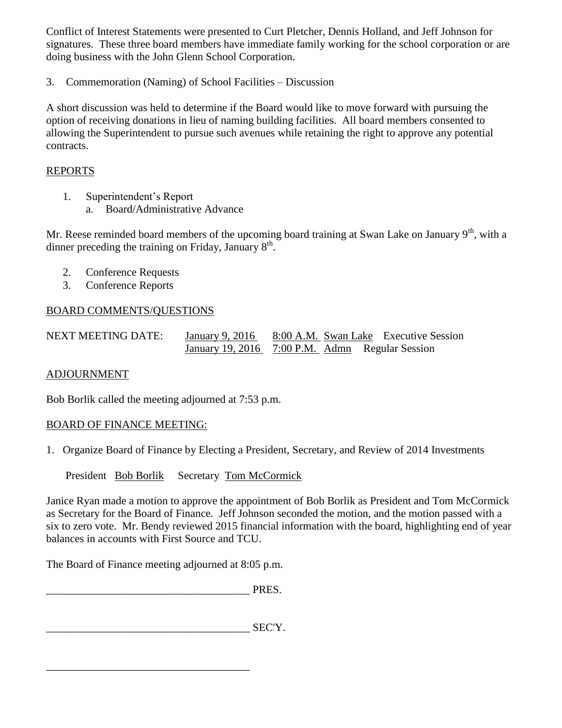Conflict of Interest Statements were presented to Curt Pletcher, Dennis Holland, and Jeff Johnson for signatures. These three board members have immediate family working for the school corporation or are doing business with the John Glenn School Corporation.

3. Commemoration (Naming) of School Facilities – Discussion

A short discussion was held to determine if the Board would like to move forward with pursuing the option of receiving donations in lieu of naming building facilities. All board members consented to allowing the Superintendent to pursue such avenues while retaining the right to approve any potential contracts.

<u>REPORTS</u>

1. Superintendent's Report
   a. Board/Administrative Advance

Mr. Reese reminded board members of the upcoming board training at Swan Lake on January 9th, with a dinner preceding the training on Friday, January 8th.

2. Conference Requests
3. Conference Reports

<u>BOARD COMMENTS/QUESTIONS</u>

| NEXT MEETING DATE: | <u>January 9, 2016</u> | <u>8:00 A.M.</u> | <u>Swan Lake</u> | Executive Session |
|---|---|---|---|---|
| | <u>January 19, 2016</u> | <u>7:00 P.M.</u> | <u>Admn</u> | Regular Session |

<u>ADJOURNMENT</u>

Bob Borlik called the meeting adjourned at 7:53 p.m.

<u>BOARD OF FINANCE MEETING:</u>

1. Organize Board of Finance by Electing a President, Secretary, and Review of 2014 Investments

President <u>Bob Borlik</u> Secretary <u>Tom McCormick</u>

Janice Ryan made a motion to approve the appointment of Bob Borlik as President and Tom McCormick as Secretary for the Board of Finance. Jeff Johnson seconded the motion, and the motion passed with a six to zero vote. Mr. Bendy reviewed 2015 financial information with the board, highlighting end of year balances in accounts with First Source and TCU.

The Board of Finance meeting adjourned at 8:05 p.m.

_____________________________________ PRES.

_____________________________________ SEC'Y.

_____________________________________